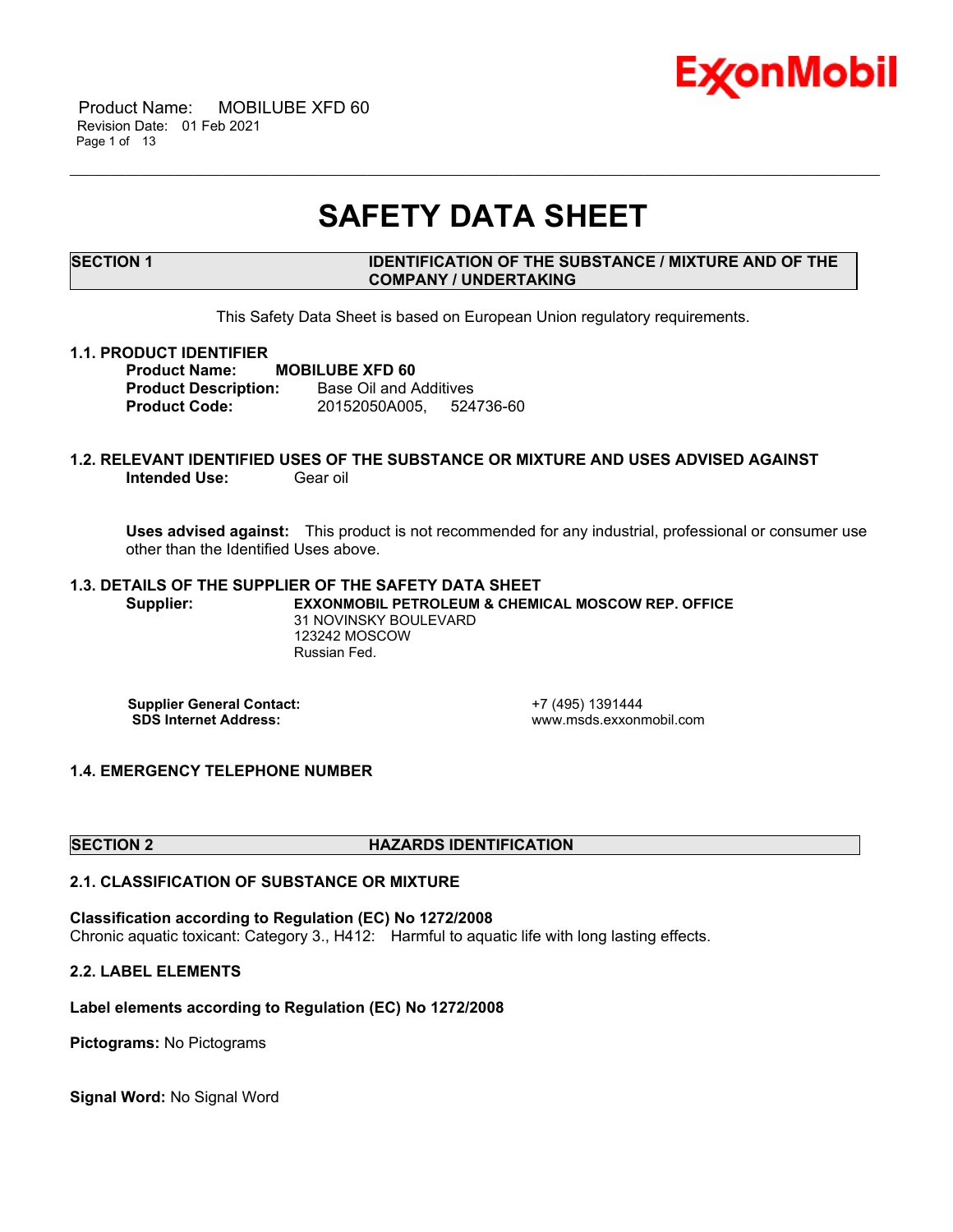# SAFETY DATA SHEET

## SECTION 1 IDENTIFICATION OF THE SUBSTANCE / MIXTURE AND OF THE COMPANY / UNDERTAKING

This Safety Data Sheet is based on European Union regulatory requirements.

### 1.1. PRODUCT IDENTIFIER

**Product Name:** **MOBILUBE XFD 60**
**Product Description:** Base Oil and Additives
**Product Code:** 20152050A005, 524736-60

### 1.2. RELEVANT IDENTIFIED USES OF THE SUBSTANCE OR MIXTURE AND USES ADVISED AGAINST

**Intended Use:** Gear oil

**Uses advised against:** This product is not recommended for any industrial, professional or consumer use other than the Identified Uses above.

### 1.3. DETAILS OF THE SUPPLIER OF THE SAFETY DATA SHEET

**Supplier:** **EXXONMOBIL PETROLEUM & CHEMICAL MOSCOW REP. OFFICE**
31 NOVINSKY BOULEVARD
123242 MOSCOW
Russian Fed.

**Supplier General Contact:** +7 (495) 1391444
**SDS Internet Address:** www.msds.exxonmobil.com

### 1.4. EMERGENCY TELEPHONE NUMBER

## SECTION 2 HAZARDS IDENTIFICATION

### 2.1. CLASSIFICATION OF SUBSTANCE OR MIXTURE

**Classification according to Regulation (EC) No 1272/2008**
Chronic aquatic toxicant: Category 3., H412: Harmful to aquatic life with long lasting effects.

### 2.2. LABEL ELEMENTS

**Label elements according to Regulation (EC) No 1272/2008**

**Pictograms:** No Pictograms

**Signal Word:** No Signal Word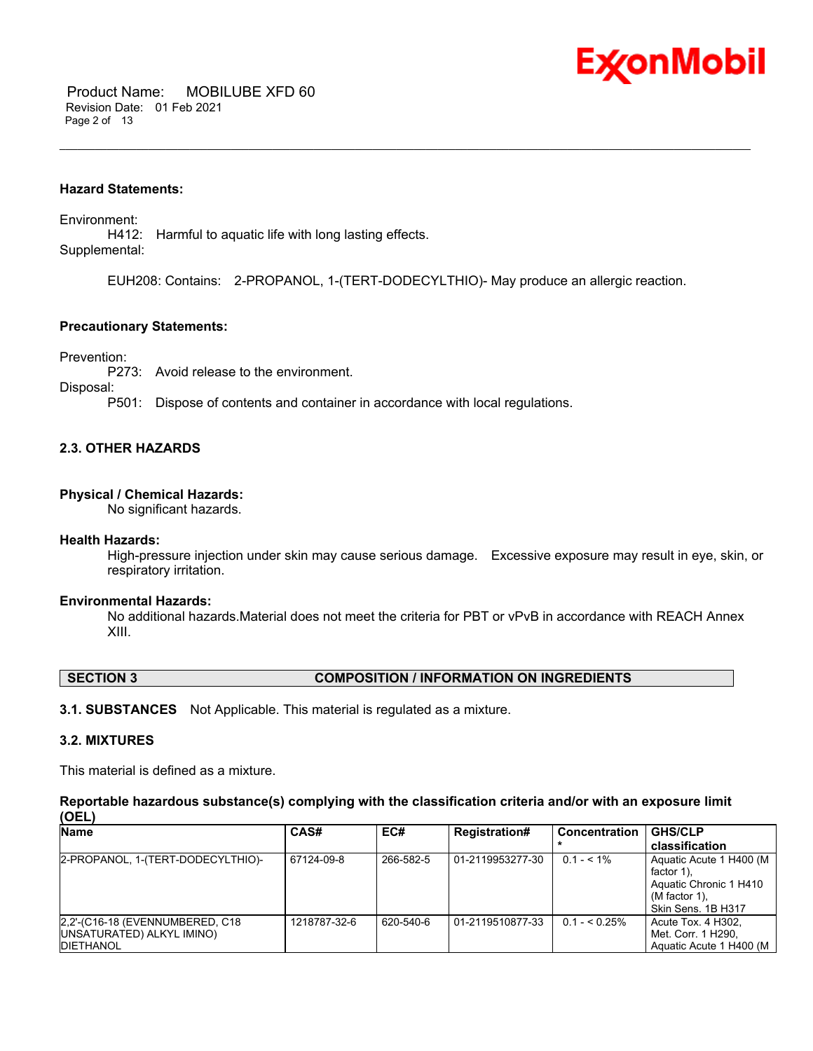**Hazard Statements:**

Environment:

H412: Harmful to aquatic life with long lasting effects.

Supplemental:

EUH208: Contains: 2-PROPANOL, 1-(TERT-DODECYLTHIO)- May produce an allergic reaction.

**Precautionary Statements:**

Prevention:

P273: Avoid release to the environment.

Disposal:

P501: Dispose of contents and container in accordance with local regulations.

### 2.3. OTHER HAZARDS

**Physical / Chemical Hazards:**
No significant hazards.

**Health Hazards:**
High-pressure injection under skin may cause serious damage. Excessive exposure may result in eye, skin, or respiratory irritation.

**Environmental Hazards:**
No additional hazards.Material does not meet the criteria for PBT or vPvB in accordance with REACH Annex XIII.

## SECTION 3 COMPOSITION / INFORMATION ON INGREDIENTS

**3.1. SUBSTANCES** Not Applicable. This material is regulated as a mixture.

### 3.2. MIXTURES

This material is defined as a mixture.

**Reportable hazardous substance(s) complying with the classification criteria and/or with an exposure limit (OEL)**

| Name | CAS# | EC# | Registration# | Concentration * | GHS/CLP classification |
| --- | --- | --- | --- | --- | --- |
| 2-PROPANOL, 1-(TERT-DODECYLTHIO)- | 67124-09-8 | 266-582-5 | 01-2119953277-30 | 0.1 - < 1% | Aquatic Acute 1 H400 (M factor 1), Aquatic Chronic 1 H410 (M factor 1), Skin Sens. 1B H317 |
| 2,2'-(C16-18 (EVENNUMBERED, C18 UNSATURATED) ALKYL IMINO) DIETHANOL | 1218787-32-6 | 620-540-6 | 01-2119510877-33 | 0.1 - < 0.25% | Acute Tox. 4 H302, Met. Corr. 1 H290, Aquatic Acute 1 H400 (M |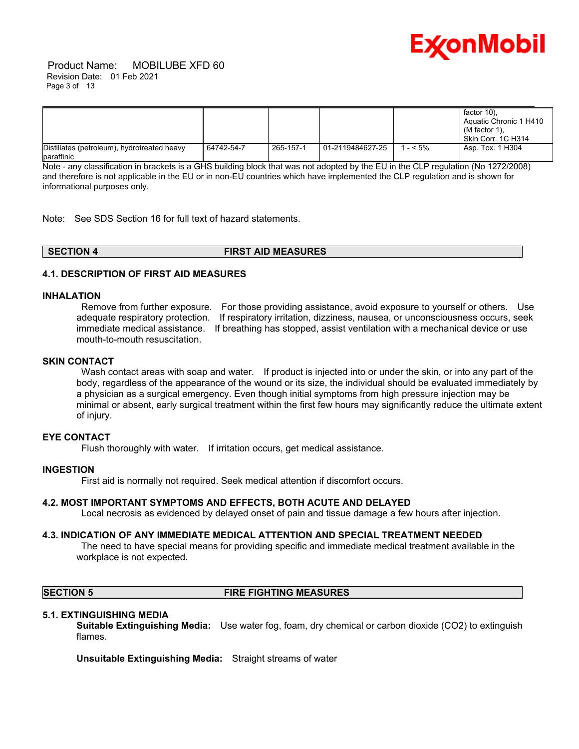| | | | | | |
|---|---|---|---|---|---|
| | | | | | factor 10),<br>Aquatic Chronic 1 H410 (M factor 1),<br>Skin Corr. 1C H314 |
| Distillates (petroleum), hydrotreated heavy paraffinic | 64742-54-7 | 265-157-1 | 01-2119484627-25 | 1 - < 5% | Asp. Tox. 1 H304 |

Note - any classification in brackets is a GHS building block that was not adopted by the EU in the CLP regulation (No 1272/2008) and therefore is not applicable in the EU or in non-EU countries which have implemented the CLP regulation and is shown for informational purposes only.

Note: See SDS Section 16 for full text of hazard statements.

## SECTION 4 FIRST AID MEASURES

### 4.1. DESCRIPTION OF FIRST AID MEASURES

**INHALATION**

Remove from further exposure. For those providing assistance, avoid exposure to yourself or others. Use adequate respiratory protection. If respiratory irritation, dizziness, nausea, or unconsciousness occurs, seek immediate medical assistance. If breathing has stopped, assist ventilation with a mechanical device or use mouth-to-mouth resuscitation.

**SKIN CONTACT**

Wash contact areas with soap and water. If product is injected into or under the skin, or into any part of the body, regardless of the appearance of the wound or its size, the individual should be evaluated immediately by a physician as a surgical emergency. Even though initial symptoms from high pressure injection may be minimal or absent, early surgical treatment within the first few hours may significantly reduce the ultimate extent of injury.

**EYE CONTACT**

Flush thoroughly with water. If irritation occurs, get medical assistance.

**INGESTION**

First aid is normally not required. Seek medical attention if discomfort occurs.

### 4.2. MOST IMPORTANT SYMPTOMS AND EFFECTS, BOTH ACUTE AND DELAYED

Local necrosis as evidenced by delayed onset of pain and tissue damage a few hours after injection.

### 4.3. INDICATION OF ANY IMMEDIATE MEDICAL ATTENTION AND SPECIAL TREATMENT NEEDED

The need to have special means for providing specific and immediate medical treatment available in the workplace is not expected.

## SECTION 5 FIRE FIGHTING MEASURES

### 5.1. EXTINGUISHING MEDIA

**Suitable Extinguishing Media:** Use water fog, foam, dry chemical or carbon dioxide ($CO_2$) to extinguish flames.

**Unsuitable Extinguishing Media:** Straight streams of water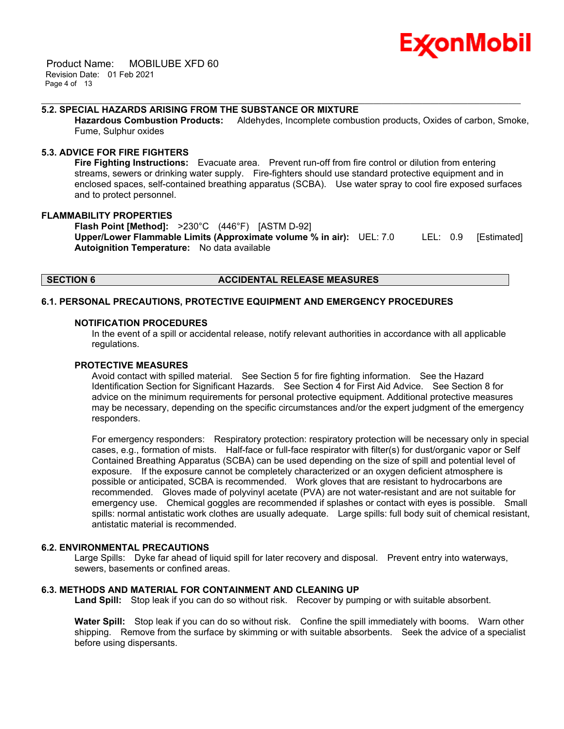### 5.2. SPECIAL HAZARDS ARISING FROM THE SUBSTANCE OR MIXTURE

**Hazardous Combustion Products:** Aldehydes, Incomplete combustion products, Oxides of carbon, Smoke, Fume, Sulphur oxides

### 5.3. ADVICE FOR FIRE FIGHTERS

**Fire Fighting Instructions:** Evacuate area. Prevent run-off from fire control or dilution from entering streams, sewers or drinking water supply. Fire-fighters should use standard protective equipment and in enclosed spaces, self-contained breathing apparatus (SCBA). Use water spray to cool fire exposed surfaces and to protect personnel.

### FLAMMABILITY PROPERTIES

**Flash Point [Method]:** >230°C (446°F) [ASTM D-92]
**Upper/Lower Flammable Limits (Approximate volume % in air):** UEL: 7.0 LEL: 0.9 [Estimated]
**Autoignition Temperature:** No data available

## SECTION 6 ACCIDENTAL RELEASE MEASURES

### 6.1. PERSONAL PRECAUTIONS, PROTECTIVE EQUIPMENT AND EMERGENCY PROCEDURES

#### NOTIFICATION PROCEDURES

In the event of a spill or accidental release, notify relevant authorities in accordance with all applicable regulations.

#### PROTECTIVE MEASURES

Avoid contact with spilled material. See Section 5 for fire fighting information. See the Hazard Identification Section for Significant Hazards. See Section 4 for First Aid Advice. See Section 8 for advice on the minimum requirements for personal protective equipment. Additional protective measures may be necessary, depending on the specific circumstances and/or the expert judgment of the emergency responders.

For emergency responders: Respiratory protection: respiratory protection will be necessary only in special cases, e.g., formation of mists. Half-face or full-face respirator with filter(s) for dust/organic vapor or Self Contained Breathing Apparatus (SCBA) can be used depending on the size of spill and potential level of exposure. If the exposure cannot be completely characterized or an oxygen deficient atmosphere is possible or anticipated, SCBA is recommended. Work gloves that are resistant to hydrocarbons are recommended. Gloves made of polyvinyl acetate (PVA) are not water-resistant and are not suitable for emergency use. Chemical goggles are recommended if splashes or contact with eyes is possible. Small spills: normal antistatic work clothes are usually adequate. Large spills: full body suit of chemical resistant, antistatic material is recommended.

### 6.2. ENVIRONMENTAL PRECAUTIONS

Large Spills: Dyke far ahead of liquid spill for later recovery and disposal. Prevent entry into waterways, sewers, basements or confined areas.

### 6.3. METHODS AND MATERIAL FOR CONTAINMENT AND CLEANING UP

**Land Spill:** Stop leak if you can do so without risk. Recover by pumping or with suitable absorbent.

**Water Spill:** Stop leak if you can do so without risk. Confine the spill immediately with booms. Warn other shipping. Remove from the surface by skimming or with suitable absorbents. Seek the advice of a specialist before using dispersants.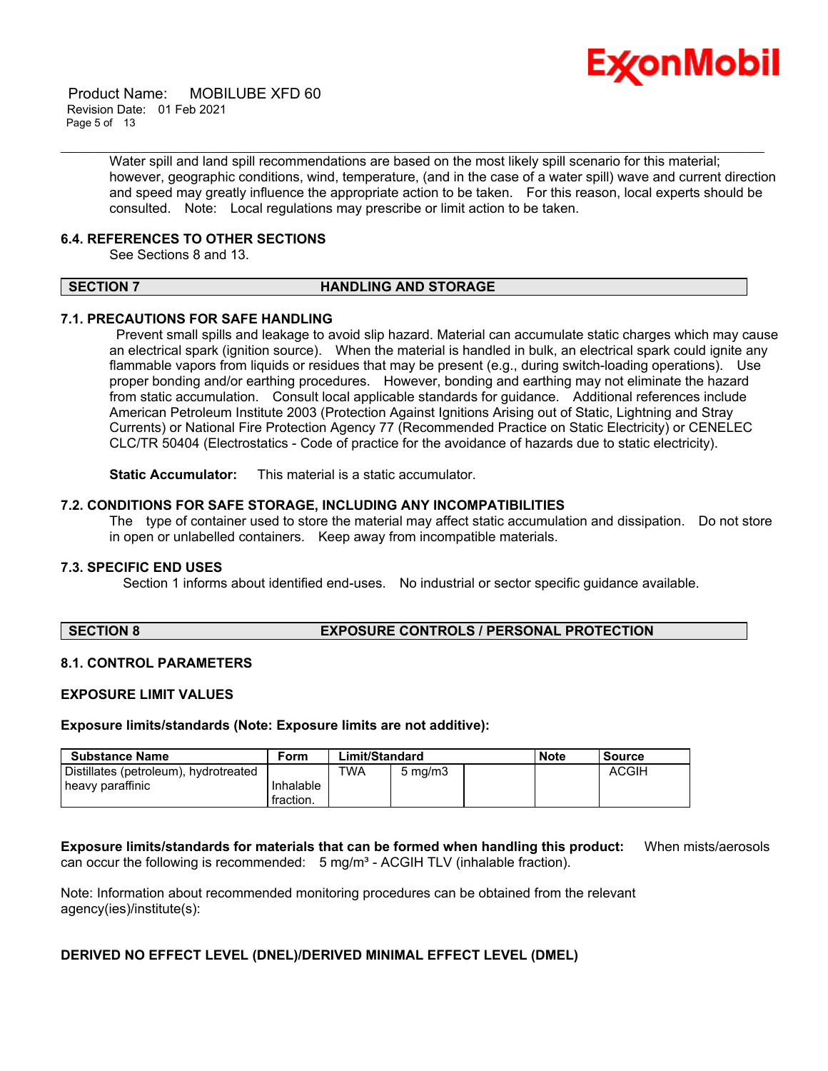Water spill and land spill recommendations are based on the most likely spill scenario for this material; however, geographic conditions, wind, temperature, (and in the case of a water spill) wave and current direction and speed may greatly influence the appropriate action to be taken. For this reason, local experts should be consulted. Note: Local regulations may prescribe or limit action to be taken.

### 6.4. REFERENCES TO OTHER SECTIONS

See Sections 8 and 13.

## SECTION 7 HANDLING AND STORAGE

### 7.1. PRECAUTIONS FOR SAFE HANDLING

Prevent small spills and leakage to avoid slip hazard. Material can accumulate static charges which may cause an electrical spark (ignition source). When the material is handled in bulk, an electrical spark could ignite any flammable vapors from liquids or residues that may be present (e.g., during switch-loading operations). Use proper bonding and/or earthing procedures. However, bonding and earthing may not eliminate the hazard from static accumulation. Consult local applicable standards for guidance. Additional references include American Petroleum Institute 2003 (Protection Against Ignitions Arising out of Static, Lightning and Stray Currents) or National Fire Protection Agency 77 (Recommended Practice on Static Electricity) or CENELEC CLC/TR 50404 (Electrostatics - Code of practice for the avoidance of hazards due to static electricity).

**Static Accumulator:** This material is a static accumulator.

### 7.2. CONDITIONS FOR SAFE STORAGE, INCLUDING ANY INCOMPATIBILITIES

The type of container used to store the material may affect static accumulation and dissipation. Do not store in open or unlabelled containers. Keep away from incompatible materials.

### 7.3. SPECIFIC END USES

Section 1 informs about identified end-uses. No industrial or sector specific guidance available.

## SECTION 8 EXPOSURE CONTROLS / PERSONAL PROTECTION

### 8.1. CONTROL PARAMETERS

**EXPOSURE LIMIT VALUES**

**Exposure limits/standards (Note: Exposure limits are not additive):**

| Substance Name | Form | Limit/Standard | | | Note | Source |
|---|---|---|---|---|---|---|
| Distillates (petroleum), hydrotreated heavy paraffinic | Inhalable fraction. | TWA | 5 mg/m3 | | | ACGIH |

**Exposure limits/standards for materials that can be formed when handling this product:** When mists/aerosols can occur the following is recommended: 5 mg/m³ - ACGIH TLV (inhalable fraction).

Note: Information about recommended monitoring procedures can be obtained from the relevant agency(ies)/institute(s):

**DERIVED NO EFFECT LEVEL (DNEL)/DERIVED MINIMAL EFFECT LEVEL (DMEL)**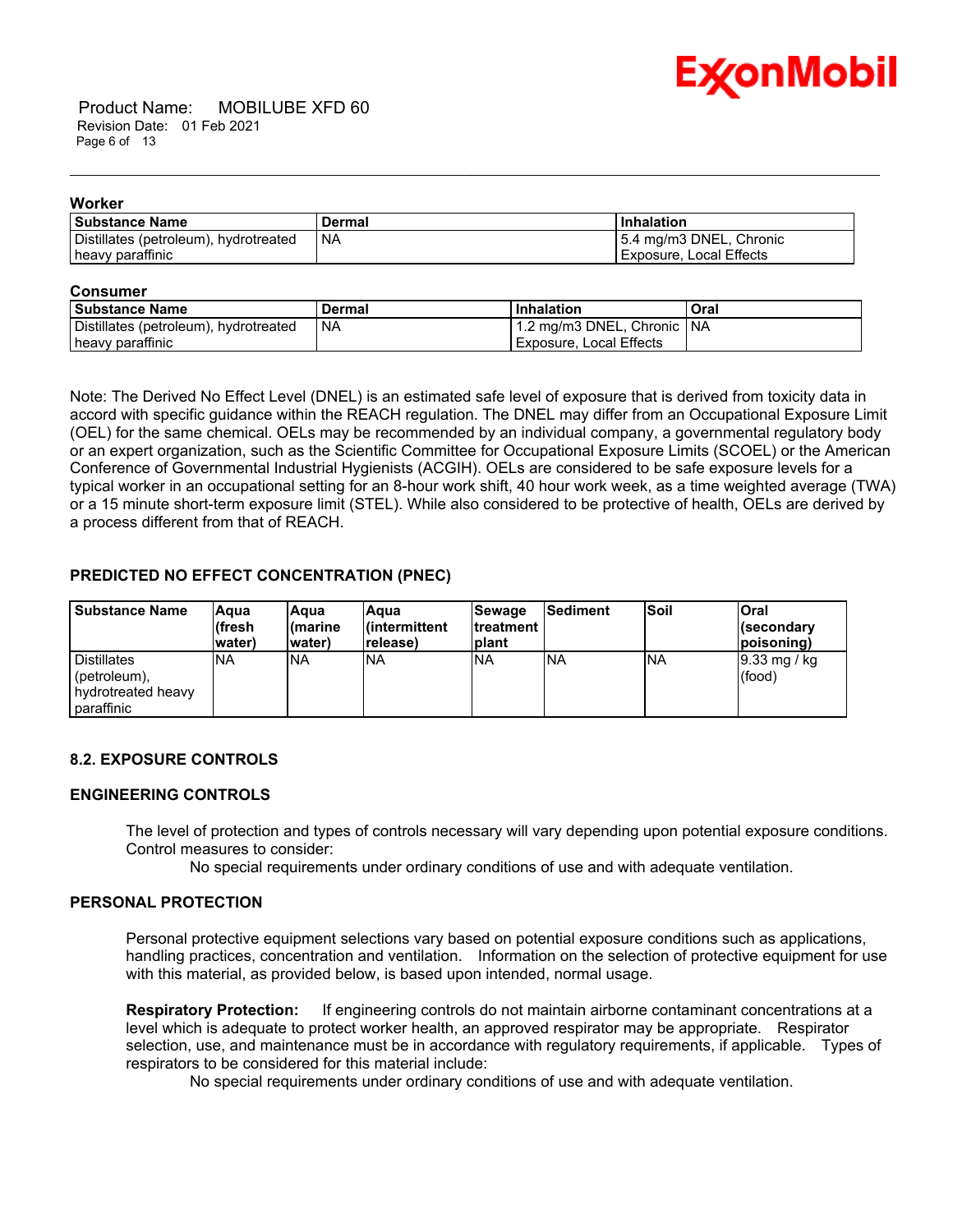**Worker**

| Substance Name | Dermal | Inhalation |
|---|---|---|
| Distillates (petroleum), hydrotreated heavy paraffinic | NA | 5.4 mg/m3 DNEL, Chronic Exposure, Local Effects |

**Consumer**

| Substance Name | Dermal | Inhalation | Oral |
|---|---|---|---|
| Distillates (petroleum), hydrotreated heavy paraffinic | NA | 1.2 mg/m3 DNEL, Chronic Exposure, Local Effects | NA |

Note: The Derived No Effect Level (DNEL) is an estimated safe level of exposure that is derived from toxicity data in accord with specific guidance within the REACH regulation. The DNEL may differ from an Occupational Exposure Limit (OEL) for the same chemical. OELs may be recommended by an individual company, a governmental regulatory body or an expert organization, such as the Scientific Committee for Occupational Exposure Limits (SCOEL) or the American Conference of Governmental Industrial Hygienists (ACGIH). OELs are considered to be safe exposure levels for a typical worker in an occupational setting for an 8-hour work shift, 40 hour work week, as a time weighted average (TWA) or a 15 minute short-term exposure limit (STEL). While also considered to be protective of health, OELs are derived by a process different from that of REACH.

### PREDICTED NO EFFECT CONCENTRATION (PNEC)

| Substance Name | Aqua (fresh water) | Aqua (marine water) | Aqua (intermittent release) | Sewage treatment plant | Sediment | Soil | Oral (secondary poisoning) |
|---|---|---|---|---|---|---|---|
| Distillates (petroleum), hydrotreated heavy paraffinic | NA | NA | NA | NA | NA | NA | 9.33 mg / kg (food) |

### 8.2. EXPOSURE CONTROLS

### ENGINEERING CONTROLS

The level of protection and types of controls necessary will vary depending upon potential exposure conditions. Control measures to consider:

No special requirements under ordinary conditions of use and with adequate ventilation.

### PERSONAL PROTECTION

Personal protective equipment selections vary based on potential exposure conditions such as applications, handling practices, concentration and ventilation. Information on the selection of protective equipment for use with this material, as provided below, is based upon intended, normal usage.

**Respiratory Protection:** If engineering controls do not maintain airborne contaminant concentrations at a level which is adequate to protect worker health, an approved respirator may be appropriate. Respirator selection, use, and maintenance must be in accordance with regulatory requirements, if applicable. Types of respirators to be considered for this material include:

No special requirements under ordinary conditions of use and with adequate ventilation.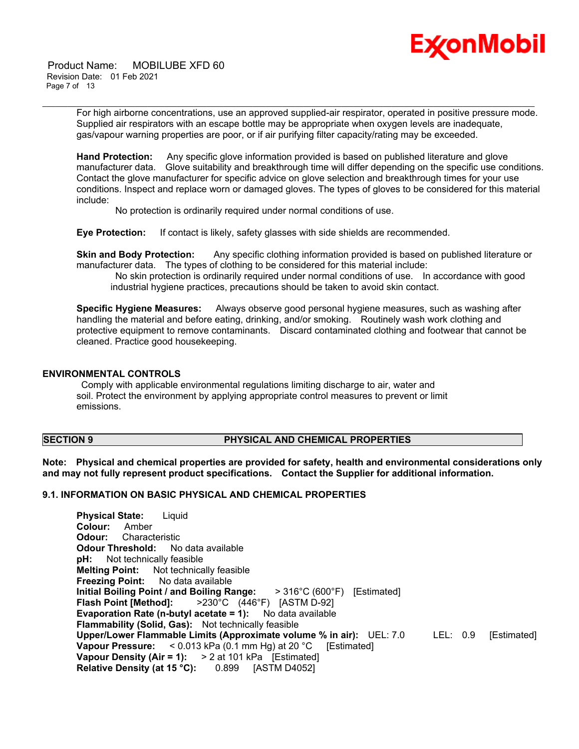For high airborne concentrations, use an approved supplied-air respirator, operated in positive pressure mode. Supplied air respirators with an escape bottle may be appropriate when oxygen levels are inadequate, gas/vapour warning properties are poor, or if air purifying filter capacity/rating may be exceeded.

**Hand Protection:** Any specific glove information provided is based on published literature and glove manufacturer data. Glove suitability and breakthrough time will differ depending on the specific use conditions. Contact the glove manufacturer for specific advice on glove selection and breakthrough times for your use conditions. Inspect and replace worn or damaged gloves. The types of gloves to be considered for this material include:

No protection is ordinarily required under normal conditions of use.

**Eye Protection:** If contact is likely, safety glasses with side shields are recommended.

**Skin and Body Protection:** Any specific clothing information provided is based on published literature or manufacturer data. The types of clothing to be considered for this material include:

No skin protection is ordinarily required under normal conditions of use. In accordance with good industrial hygiene practices, precautions should be taken to avoid skin contact.

**Specific Hygiene Measures:** Always observe good personal hygiene measures, such as washing after handling the material and before eating, drinking, and/or smoking. Routinely wash work clothing and protective equipment to remove contaminants. Discard contaminated clothing and footwear that cannot be cleaned. Practice good housekeeping.

## ENVIRONMENTAL CONTROLS

Comply with applicable environmental regulations limiting discharge to air, water and soil. Protect the environment by applying appropriate control measures to prevent or limit emissions.

## SECTION 9 PHYSICAL AND CHEMICAL PROPERTIES

**Note: Physical and chemical properties are provided for safety, health and environmental considerations only and may not fully represent product specifications. Contact the Supplier for additional information.**

### 9.1. INFORMATION ON BASIC PHYSICAL AND CHEMICAL PROPERTIES

**Physical State:** Liquid
**Colour:** Amber
**Odour:** Characteristic
**Odour Threshold:** No data available
**pH:** Not technically feasible
**Melting Point:** Not technically feasible
**Freezing Point:** No data available
**Initial Boiling Point / and Boiling Range:** > 316°C (600°F) [Estimated]
**Flash Point [Method]:** >230°C (446°F) [ASTM D-92]
**Evaporation Rate (n-butyl acetate = 1):** No data available
**Flammability (Solid, Gas):** Not technically feasible
**Upper/Lower Flammable Limits (Approximate volume % in air):** UEL: 7.0 LEL: 0.9 [Estimated]
**Vapour Pressure:** < 0.013 kPa (0.1 mm Hg) at 20 °C [Estimated]
**Vapour Density (Air = 1):** > 2 at 101 kPa [Estimated]
**Relative Density (at 15 °C):** 0.899 [ASTM D4052]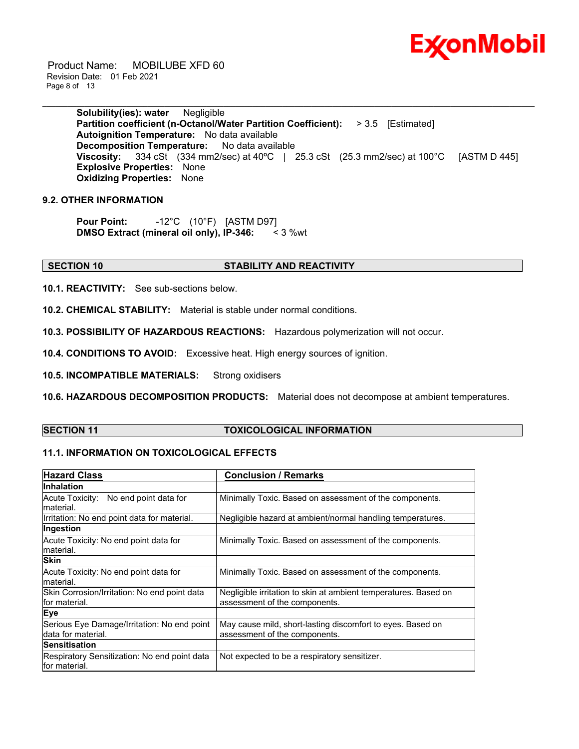**Solubility(ies): water** Negligible
**Partition coefficient (n-Octanol/Water Partition Coefficient):** > 3.5 [Estimated]
**Autoignition Temperature:** No data available
**Decomposition Temperature:** No data available
**Viscosity:** 334 cSt (334 mm2/sec) at 40ºC | 25.3 cSt (25.3 mm2/sec) at 100°C [ASTM D 445]
**Explosive Properties:** None
**Oxidizing Properties:** None

## 9.2. OTHER INFORMATION

**Pour Point:** -12°C (10°F) [ASTM D97]
**DMSO Extract (mineral oil only), IP-346:** < 3 %wt

## SECTION 10 STABILITY AND REACTIVITY

**10.1. REACTIVITY:** See sub-sections below.

**10.2. CHEMICAL STABILITY:** Material is stable under normal conditions.

**10.3. POSSIBILITY OF HAZARDOUS REACTIONS:** Hazardous polymerization will not occur.

**10.4. CONDITIONS TO AVOID:** Excessive heat. High energy sources of ignition.

**10.5. INCOMPATIBLE MATERIALS:** Strong oxidisers

**10.6. HAZARDOUS DECOMPOSITION PRODUCTS:** Material does not decompose at ambient temperatures.

## SECTION 11 TOXICOLOGICAL INFORMATION

### 11.1. INFORMATION ON TOXICOLOGICAL EFFECTS

| Hazard Class | Conclusion / Remarks |
|---|---|
| **Inhalation** | |
| Acute Toxicity: No end point data for material. | Minimally Toxic. Based on assessment of the components. |
| Irritation: No end point data for material. | Negligible hazard at ambient/normal handling temperatures. |
| **Ingestion** | |
| Acute Toxicity: No end point data for material. | Minimally Toxic. Based on assessment of the components. |
| **Skin** | |
| Acute Toxicity: No end point data for material. | Minimally Toxic. Based on assessment of the components. |
| Skin Corrosion/Irritation: No end point data for material. | Negligible irritation to skin at ambient temperatures. Based on assessment of the components. |
| **Eye** | |
| Serious Eye Damage/Irritation: No end point data for material. | May cause mild, short-lasting discomfort to eyes. Based on assessment of the components. |
| **Sensitisation** | |
| Respiratory Sensitization: No end point data for material. | Not expected to be a respiratory sensitizer. |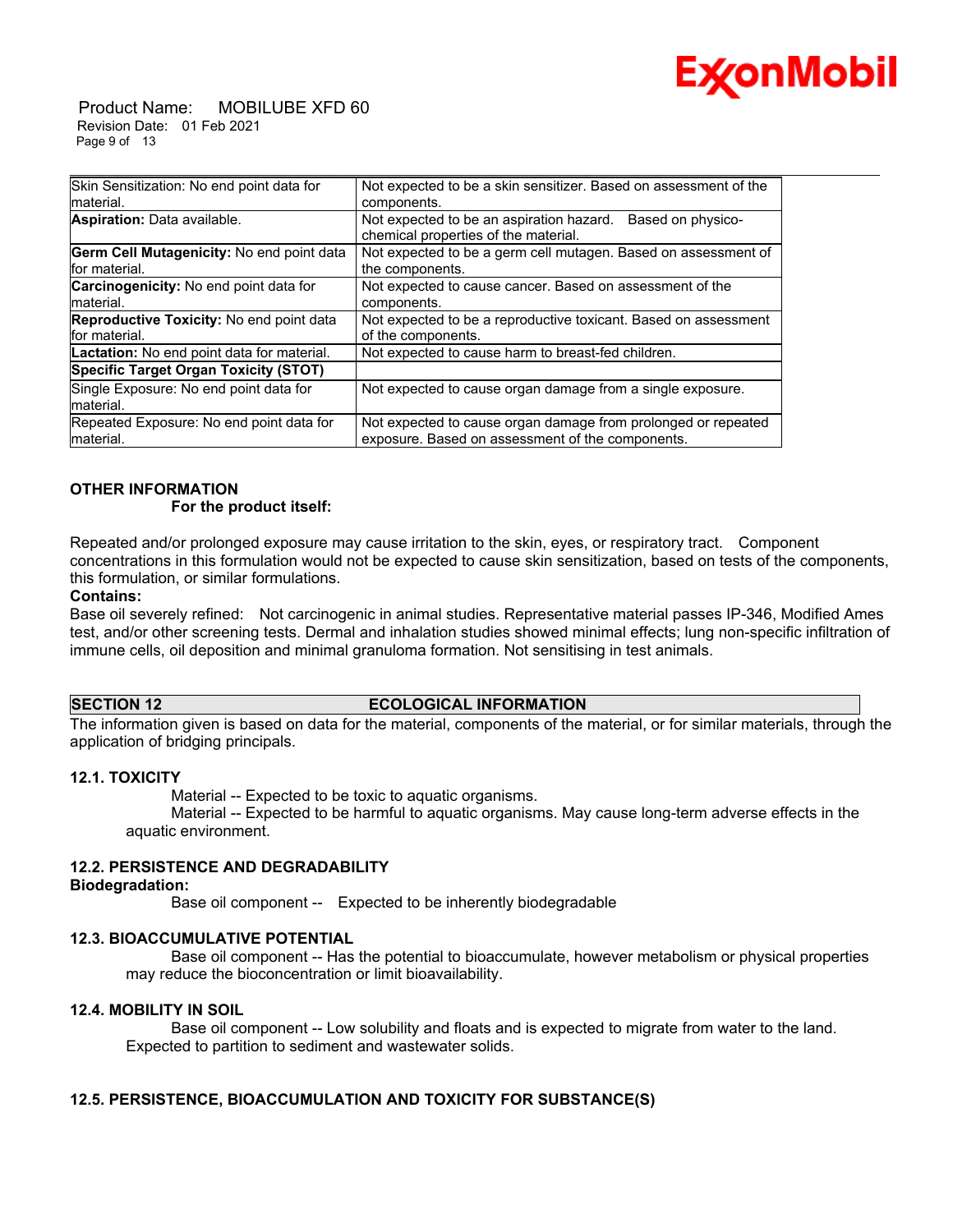| | |
|---|---|
| Skin Sensitization: No end point data for material. | Not expected to be a skin sensitizer. Based on assessment of the components. |
| **Aspiration:** Data available. | Not expected to be an aspiration hazard. Based on physico-chemical properties of the material. |
| **Germ Cell Mutagenicity:** No end point data for material. | Not expected to be a germ cell mutagen. Based on assessment of the components. |
| **Carcinogenicity:** No end point data for material. | Not expected to cause cancer. Based on assessment of the components. |
| **Reproductive Toxicity:** No end point data for material. | Not expected to be a reproductive toxicant. Based on assessment of the components. |
| **Lactation:** No end point data for material. | Not expected to cause harm to breast-fed children. |
| **Specific Target Organ Toxicity (STOT)** | |
| Single Exposure: No end point data for material. | Not expected to cause organ damage from a single exposure. |
| Repeated Exposure: No end point data for material. | Not expected to cause organ damage from prolonged or repeated exposure. Based on assessment of the components. |

**OTHER INFORMATION**

**For the product itself:**

Repeated and/or prolonged exposure may cause irritation to the skin, eyes, or respiratory tract. Component concentrations in this formulation would not be expected to cause skin sensitization, based on tests of the components, this formulation, or similar formulations.

**Contains:**

Base oil severely refined: Not carcinogenic in animal studies. Representative material passes IP-346, Modified Ames test, and/or other screening tests. Dermal and inhalation studies showed minimal effects; lung non-specific infiltration of immune cells, oil deposition and minimal granuloma formation. Not sensitising in test animals.

## SECTION 12 ECOLOGICAL INFORMATION

The information given is based on data for the material, components of the material, or for similar materials, through the application of bridging principals.

### 12.1. TOXICITY

Material -- Expected to be toxic to aquatic organisms.

Material -- Expected to be harmful to aquatic organisms. May cause long-term adverse effects in the aquatic environment.

### 12.2. PERSISTENCE AND DEGRADABILITY

**Biodegradation:**

Base oil component -- Expected to be inherently biodegradable

### 12.3. BIOACCUMULATIVE POTENTIAL

Base oil component -- Has the potential to bioaccumulate, however metabolism or physical properties may reduce the bioconcentration or limit bioavailability.

### 12.4. MOBILITY IN SOIL

Base oil component -- Low solubility and floats and is expected to migrate from water to the land. Expected to partition to sediment and wastewater solids.

### 12.5. PERSISTENCE, BIOACCUMULATION AND TOXICITY FOR SUBSTANCE(S)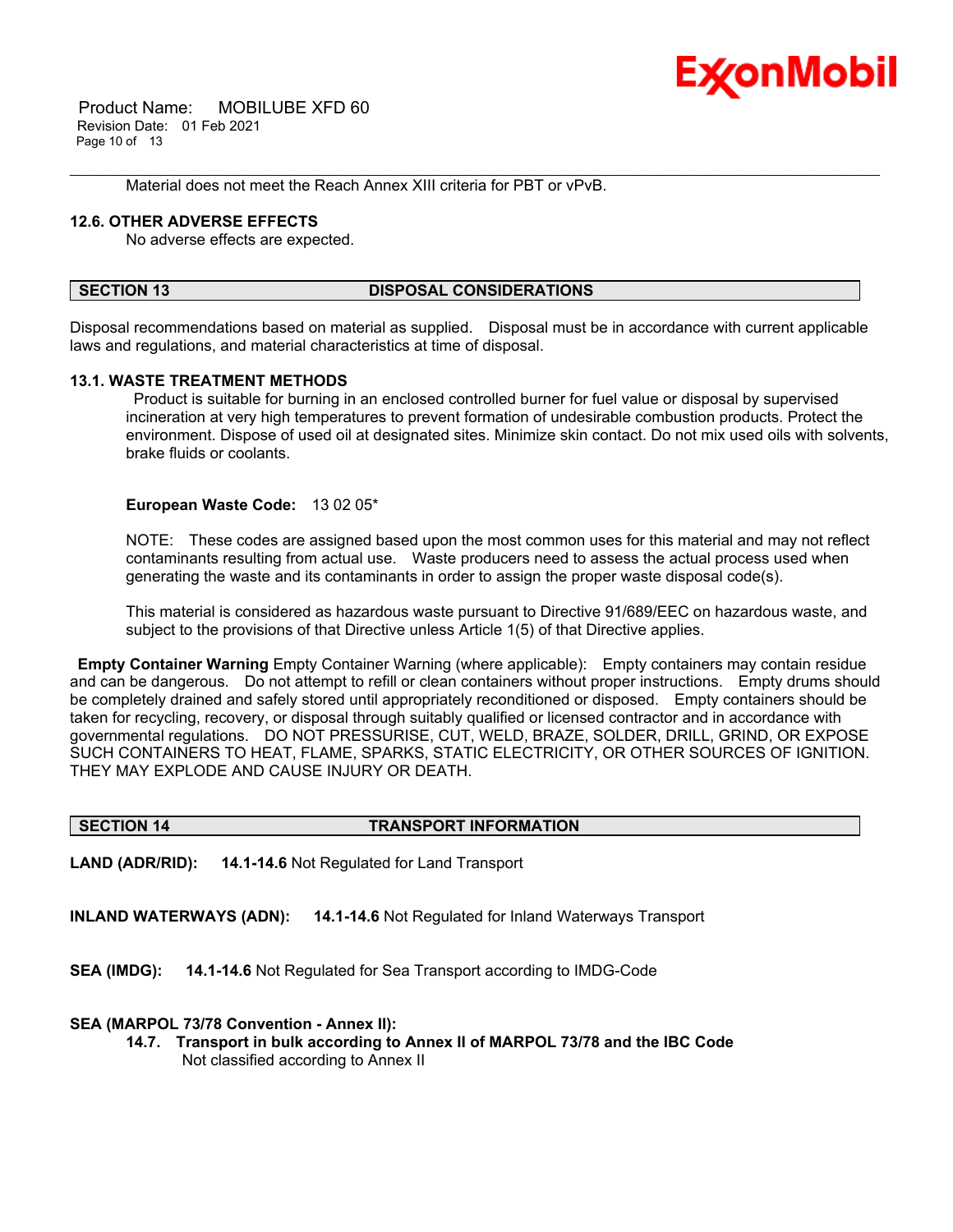Material does not meet the Reach Annex XIII criteria for PBT or vPvB.

### 12.6. OTHER ADVERSE EFFECTS

No adverse effects are expected.

## SECTION 13 DISPOSAL CONSIDERATIONS

Disposal recommendations based on material as supplied. Disposal must be in accordance with current applicable laws and regulations, and material characteristics at time of disposal.

### 13.1. WASTE TREATMENT METHODS

Product is suitable for burning in an enclosed controlled burner for fuel value or disposal by supervised incineration at very high temperatures to prevent formation of undesirable combustion products. Protect the environment. Dispose of used oil at designated sites. Minimize skin contact. Do not mix used oils with solvents, brake fluids or coolants.

**European Waste Code:** 13 02 05*

NOTE: These codes are assigned based upon the most common uses for this material and may not reflect contaminants resulting from actual use. Waste producers need to assess the actual process used when generating the waste and its contaminants in order to assign the proper waste disposal code(s).

This material is considered as hazardous waste pursuant to Directive 91/689/EEC on hazardous waste, and subject to the provisions of that Directive unless Article 1(5) of that Directive applies.

**Empty Container Warning** Empty Container Warning (where applicable): Empty containers may contain residue and can be dangerous. Do not attempt to refill or clean containers without proper instructions. Empty drums should be completely drained and safely stored until appropriately reconditioned or disposed. Empty containers should be taken for recycling, recovery, or disposal through suitably qualified or licensed contractor and in accordance with governmental regulations. DO NOT PRESSURISE, CUT, WELD, BRAZE, SOLDER, DRILL, GRIND, OR EXPOSE SUCH CONTAINERS TO HEAT, FLAME, SPARKS, STATIC ELECTRICITY, OR OTHER SOURCES OF IGNITION. THEY MAY EXPLODE AND CAUSE INJURY OR DEATH.

## SECTION 14 TRANSPORT INFORMATION

**LAND (ADR/RID):** **14.1-14.6** Not Regulated for Land Transport

**INLAND WATERWAYS (ADN):** **14.1-14.6** Not Regulated for Inland Waterways Transport

**SEA (IMDG):** **14.1-14.6** Not Regulated for Sea Transport according to IMDG-Code

**SEA (MARPOL 73/78 Convention - Annex II):**

**14.7. Transport in bulk according to Annex II of MARPOL 73/78 and the IBC Code**

Not classified according to Annex II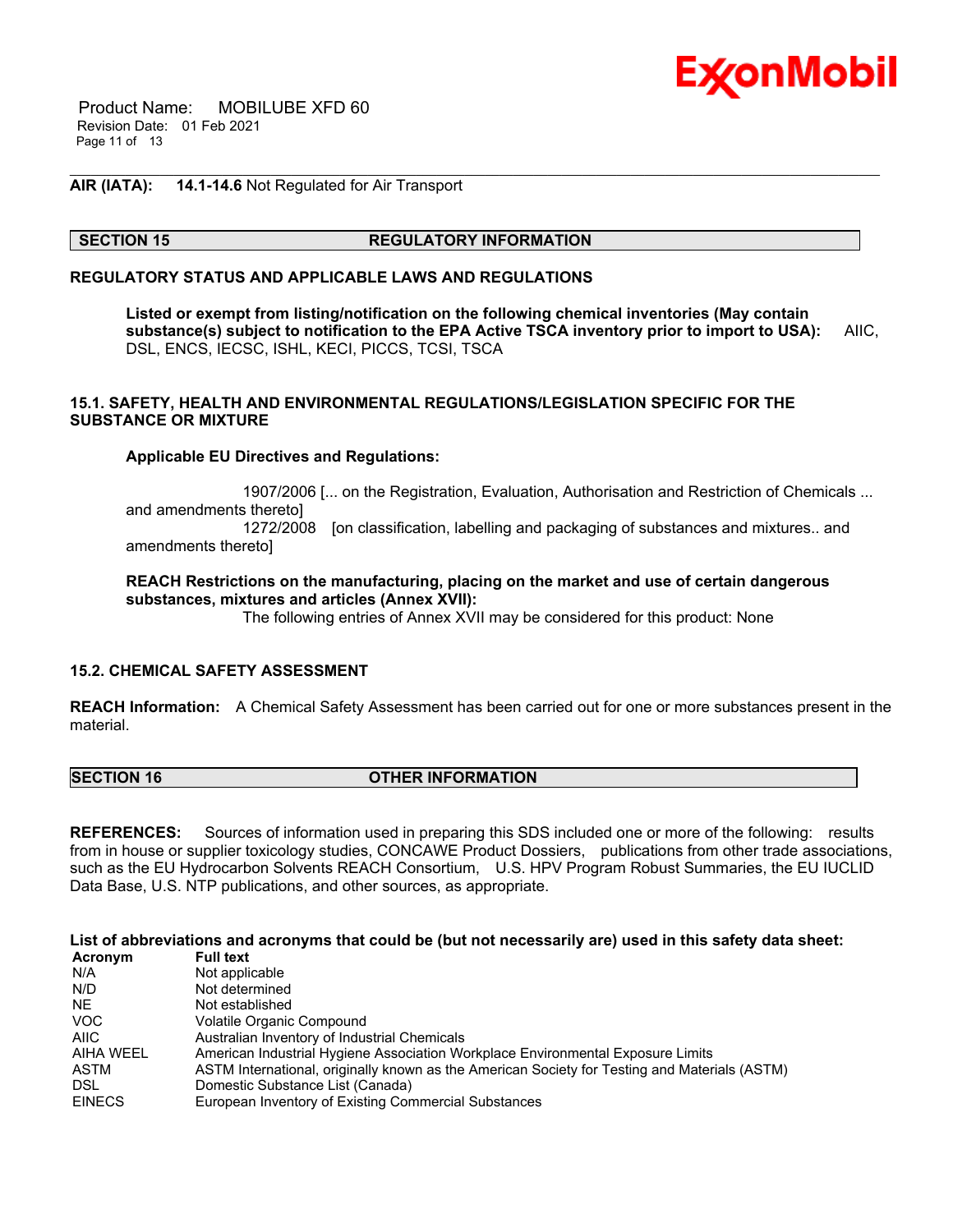**AIR (IATA):** **14.1-14.6** Not Regulated for Air Transport

## SECTION 15 REGULATORY INFORMATION

**REGULATORY STATUS AND APPLICABLE LAWS AND REGULATIONS**

**Listed or exempt from listing/notification on the following chemical inventories (May contain substance(s) subject to notification to the EPA Active TSCA inventory prior to import to USA):** AIIC, DSL, ENCS, IECSC, ISHL, KECI, PICCS, TCSI, TSCA

**15.1. SAFETY, HEALTH AND ENVIRONMENTAL REGULATIONS/LEGISLATION SPECIFIC FOR THE SUBSTANCE OR MIXTURE**

**Applicable EU Directives and Regulations:**

1907/2006 [... on the Registration, Evaluation, Authorisation and Restriction of Chemicals ... and amendments thereto]
1272/2008 [on classification, labelling and packaging of substances and mixtures.. and amendments thereto]

**REACH Restrictions on the manufacturing, placing on the market and use of certain dangerous substances, mixtures and articles (Annex XVII):**
The following entries of Annex XVII may be considered for this product: None

**15.2. CHEMICAL SAFETY ASSESSMENT**

**REACH Information:** A Chemical Safety Assessment has been carried out for one or more substances present in the material.

## SECTION 16 OTHER INFORMATION

**REFERENCES:** Sources of information used in preparing this SDS included one or more of the following: results from in house or supplier toxicology studies, CONCAWE Product Dossiers, publications from other trade associations, such as the EU Hydrocarbon Solvents REACH Consortium, U.S. HPV Program Robust Summaries, the EU IUCLID Data Base, U.S. NTP publications, and other sources, as appropriate.

**List of abbreviations and acronyms that could be (but not necessarily are) used in this safety data sheet:**

| Acronym | Full text |
|---|---|
| N/A | Not applicable |
| N/D | Not determined |
| NE | Not established |
| VOC | Volatile Organic Compound |
| AIIC | Australian Inventory of Industrial Chemicals |
| AIHA WEEL | American Industrial Hygiene Association Workplace Environmental Exposure Limits |
| ASTM | ASTM International, originally known as the American Society for Testing and Materials (ASTM) |
| DSL | Domestic Substance List (Canada) |
| EINECS | European Inventory of Existing Commercial Substances |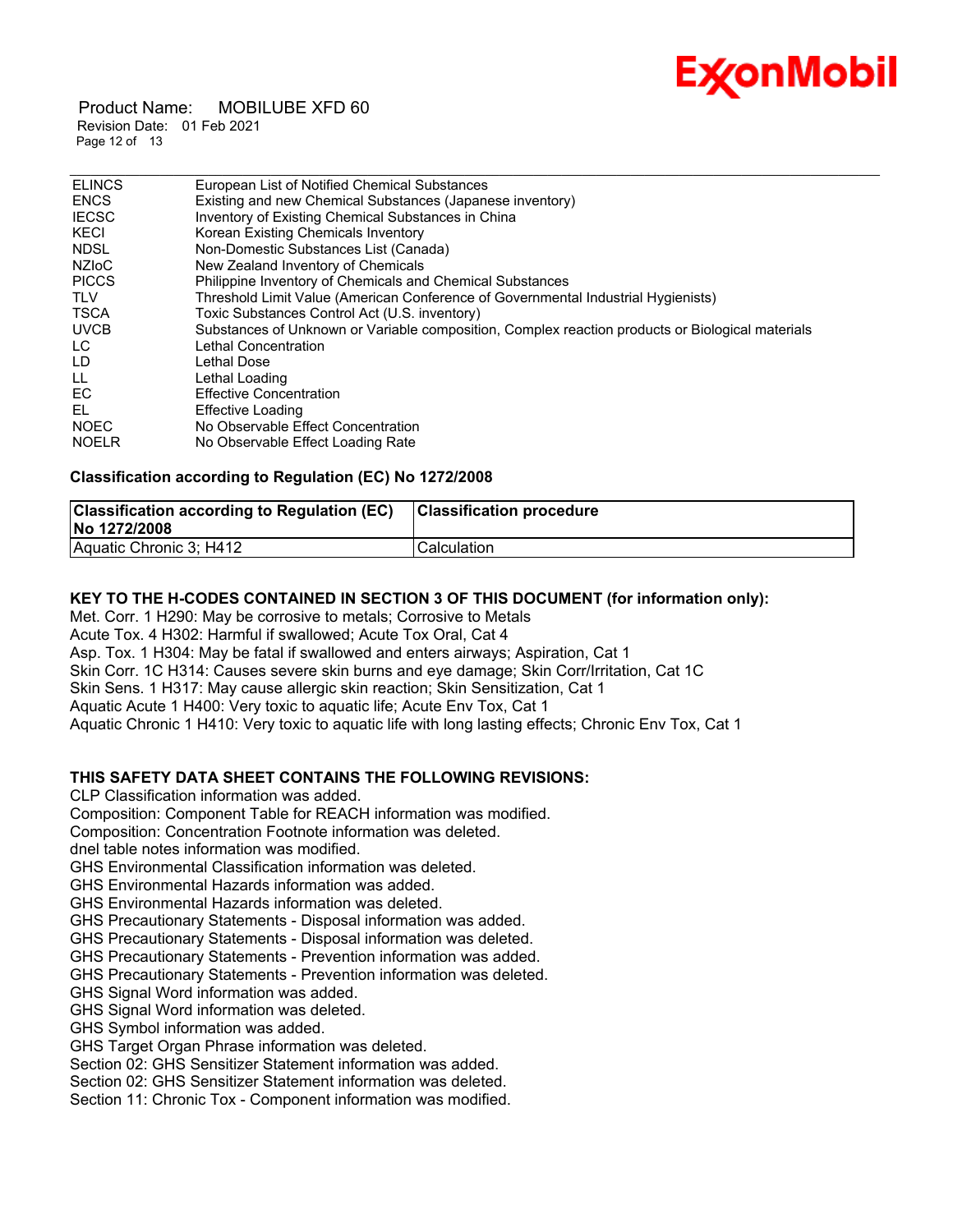| | |
|---|---|
| ELINCS | European List of Notified Chemical Substances |
| ENCS | Existing and new Chemical Substances (Japanese inventory) |
| IECSC | Inventory of Existing Chemical Substances in China |
| KECI | Korean Existing Chemicals Inventory |
| NDSL | Non-Domestic Substances List (Canada) |
| NZIoC | New Zealand Inventory of Chemicals |
| PICCS | Philippine Inventory of Chemicals and Chemical Substances |
| TLV | Threshold Limit Value (American Conference of Governmental Industrial Hygienists) |
| TSCA | Toxic Substances Control Act (U.S. inventory) |
| UVCB | Substances of Unknown or Variable composition, Complex reaction products or Biological materials |
| LC | Lethal Concentration |
| LD | Lethal Dose |
| LL | Lethal Loading |
| EC | Effective Concentration |
| EL | Effective Loading |
| NOEC | No Observable Effect Concentration |
| NOELR | No Observable Effect Loading Rate |

**Classification according to Regulation (EC) No 1272/2008**

| Classification according to Regulation (EC) No 1272/2008 | Classification procedure |
|---|---|
| Aquatic Chronic 3; H412 | Calculation |

**KEY TO THE H-CODES CONTAINED IN SECTION 3 OF THIS DOCUMENT (for information only):**

Met. Corr. 1 H290: May be corrosive to metals; Corrosive to Metals
Acute Tox. 4 H302: Harmful if swallowed; Acute Tox Oral, Cat 4
Asp. Tox. 1 H304: May be fatal if swallowed and enters airways; Aspiration, Cat 1
Skin Corr. 1C H314: Causes severe skin burns and eye damage; Skin Corr/Irritation, Cat 1C
Skin Sens. 1 H317: May cause allergic skin reaction; Skin Sensitization, Cat 1
Aquatic Acute 1 H400: Very toxic to aquatic life; Acute Env Tox, Cat 1
Aquatic Chronic 1 H410: Very toxic to aquatic life with long lasting effects; Chronic Env Tox, Cat 1

**THIS SAFETY DATA SHEET CONTAINS THE FOLLOWING REVISIONS:**

CLP Classification information was added.
Composition: Component Table for REACH information was modified.
Composition: Concentration Footnote information was deleted.
dnel table notes information was modified.
GHS Environmental Classification information was deleted.
GHS Environmental Hazards information was added.
GHS Environmental Hazards information was deleted.
GHS Precautionary Statements - Disposal information was added.
GHS Precautionary Statements - Disposal information was deleted.
GHS Precautionary Statements - Prevention information was added.
GHS Precautionary Statements - Prevention information was deleted.
GHS Signal Word information was added.
GHS Signal Word information was deleted.
GHS Symbol information was added.
GHS Target Organ Phrase information was deleted.
Section 02: GHS Sensitizer Statement information was added.
Section 02: GHS Sensitizer Statement information was deleted.
Section 11: Chronic Tox - Component information was modified.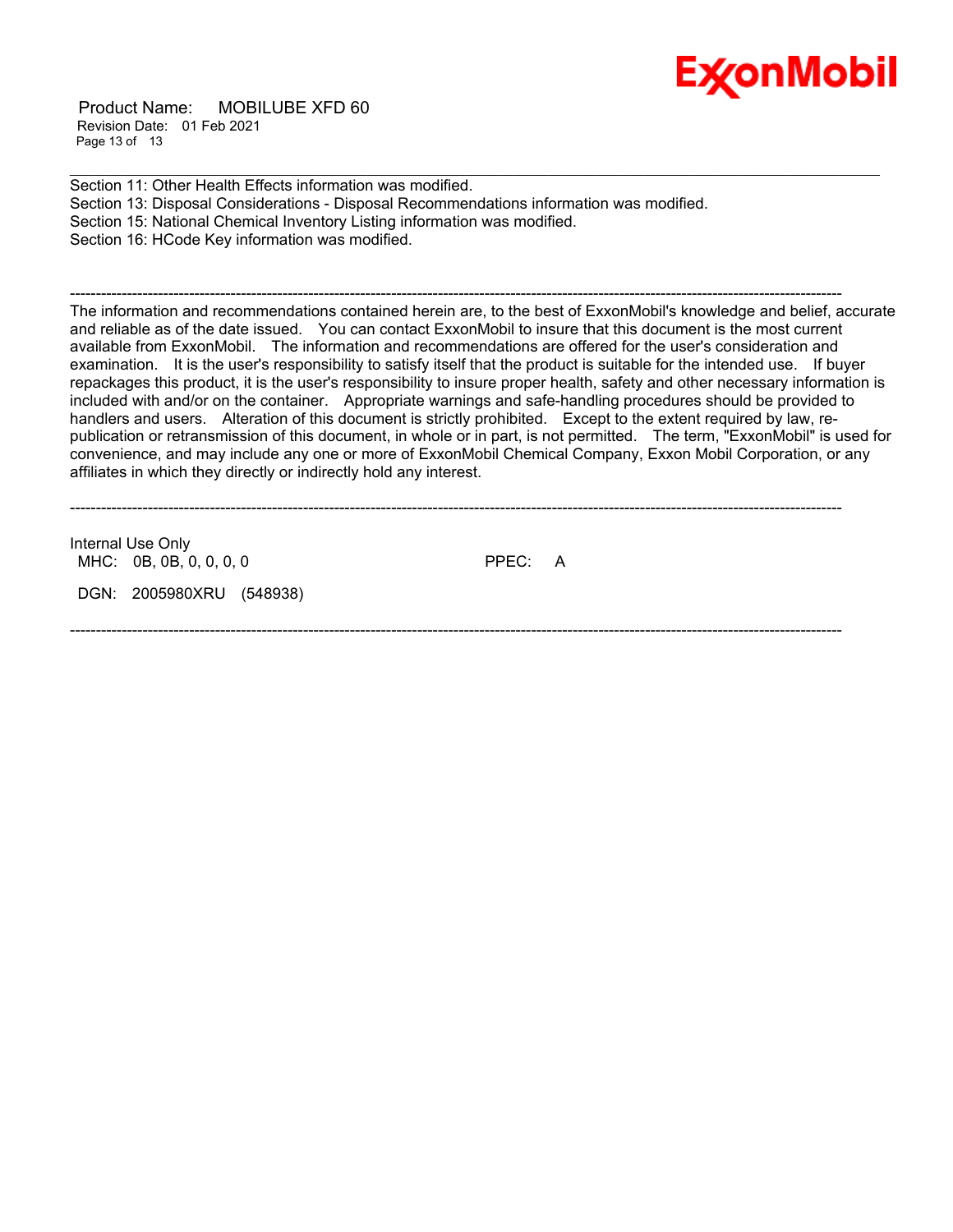Section 11: Other Health Effects information was modified.
Section 13: Disposal Considerations - Disposal Recommendations information was modified.
Section 15: National Chemical Inventory Listing information was modified.
Section 16: HCode Key information was modified.

-----------------------------------------------------------------------------------------------------------------------------------------------

The information and recommendations contained herein are, to the best of ExxonMobil's knowledge and belief, accurate and reliable as of the date issued. You can contact ExxonMobil to insure that this document is the most current available from ExxonMobil. The information and recommendations are offered for the user's consideration and examination. It is the user's responsibility to satisfy itself that the product is suitable for the intended use. If buyer repackages this product, it is the user's responsibility to insure proper health, safety and other necessary information is included with and/or on the container. Appropriate warnings and safe-handling procedures should be provided to handlers and users. Alteration of this document is strictly prohibited. Except to the extent required by law, re-publication or retransmission of this document, in whole or in part, is not permitted. The term, "ExxonMobil" is used for convenience, and may include any one or more of ExxonMobil Chemical Company, Exxon Mobil Corporation, or any affiliates in which they directly or indirectly hold any interest.

-----------------------------------------------------------------------------------------------------------------------------------------------

Internal Use Only

MHC: 0B, 0B, 0, 0, 0, 0 PPEC: A

DGN: 2005980XRU (548938)

-----------------------------------------------------------------------------------------------------------------------------------------------